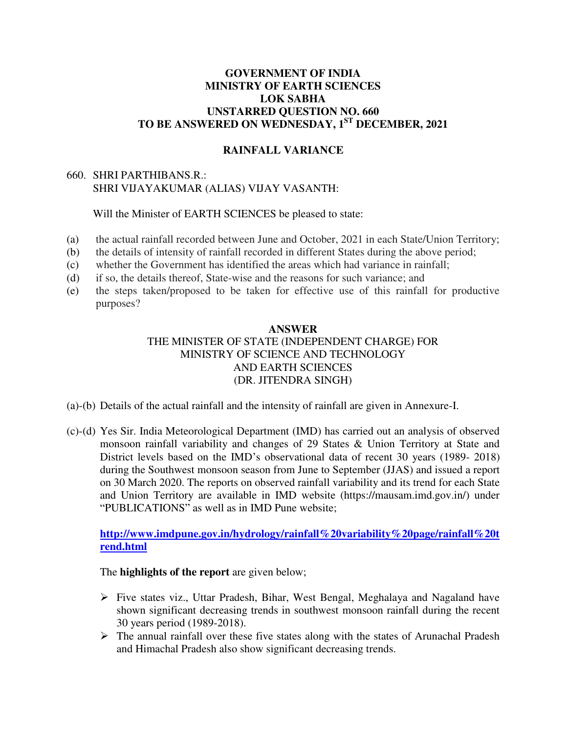# GOVERNMENT OF INDIA
# MINISTRY OF EARTH SCIENCES
# LOK SABHA
# UNSTARRED QUESTION NO. 660
# TO BE ANSWERED ON WEDNESDAY, 1ST DECEMBER, 2021

## RAINFALL VARIANCE

660. SHRI PARTHIBANS.R.:
SHRI VIJAYAKUMAR (ALIAS) VIJAY VASANTH:

Will the Minister of EARTH SCIENCES be pleased to state:

(a) the actual rainfall recorded between June and October, 2021 in each State/Union Territory;
(b) the details of intensity of rainfall recorded in different States during the above period;
(c) whether the Government has identified the areas which had variance in rainfall;
(d) if so, the details thereof, State-wise and the reasons for such variance; and
(e) the steps taken/proposed to be taken for effective use of this rainfall for productive purposes?

**ANSWER**

THE MINISTER OF STATE (INDEPENDENT CHARGE) FOR
MINISTRY OF SCIENCE AND TECHNOLOGY
AND EARTH SCIENCES
(DR. JITENDRA SINGH)

(a)-(b) Details of the actual rainfall and the intensity of rainfall are given in Annexure-I.

(c)-(d) Yes Sir. India Meteorological Department (IMD) has carried out an analysis of observed monsoon rainfall variability and changes of 29 States & Union Territory at State and District levels based on the IMD's observational data of recent 30 years (1989- 2018) during the Southwest monsoon season from June to September (JJAS) and issued a report on 30 March 2020. The reports on observed rainfall variability and its trend for each State and Union Territory are available in IMD website (https://mausam.imd.gov.in/) under "PUBLICATIONS" as well as in IMD Pune website;

**http://www.imdpune.gov.in/hydrology/rainfall%20variability%20page/rainfall%20trend.html**

The **highlights of the report** are given below;

- Five states viz., Uttar Pradesh, Bihar, West Bengal, Meghalaya and Nagaland have shown significant decreasing trends in southwest monsoon rainfall during the recent 30 years period (1989-2018).
- The annual rainfall over these five states along with the states of Arunachal Pradesh and Himachal Pradesh also show significant decreasing trends.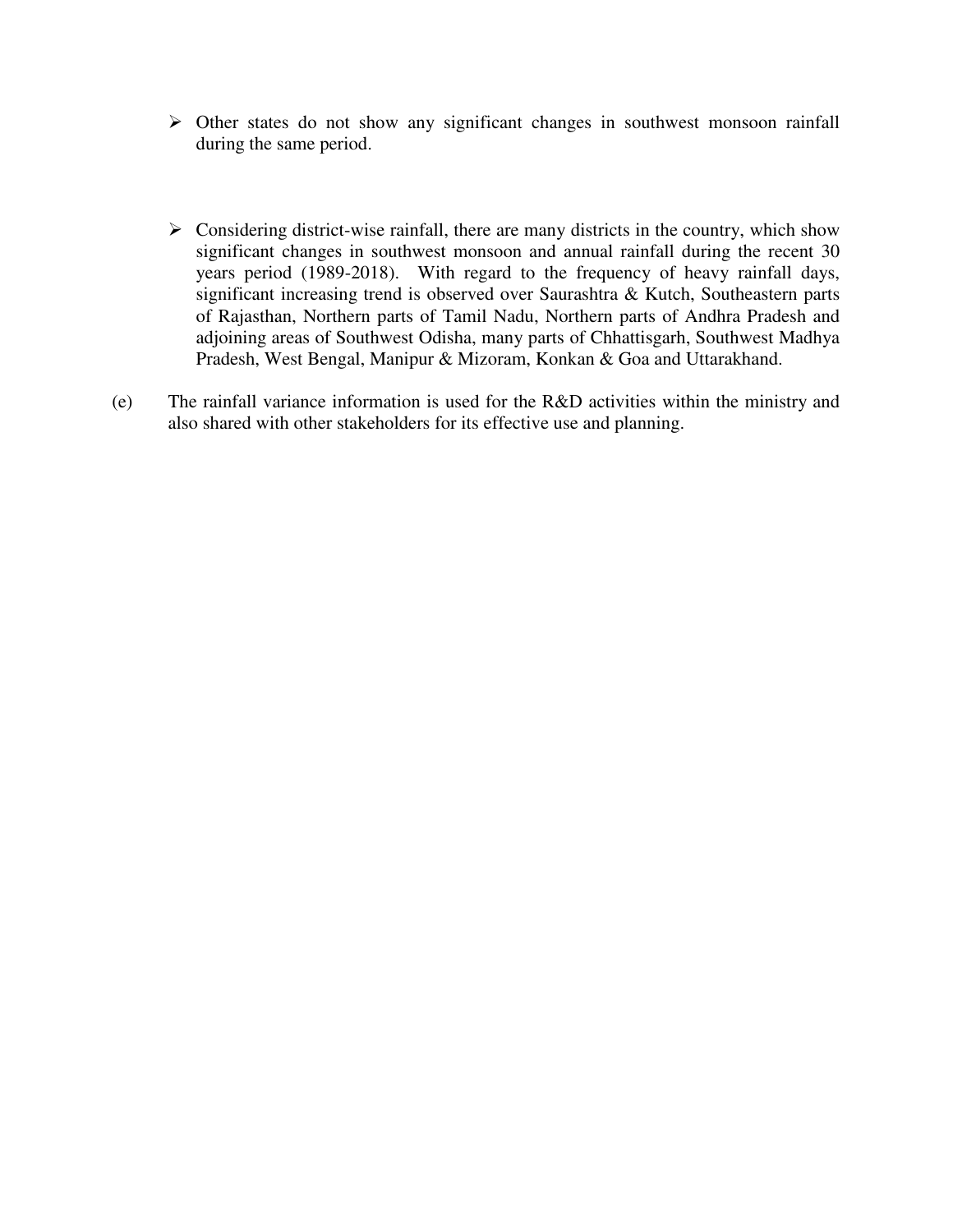- Other states do not show any significant changes in southwest monsoon rainfall during the same period.

- Considering district-wise rainfall, there are many districts in the country, which show significant changes in southwest monsoon and annual rainfall during the recent 30 years period (1989-2018). With regard to the frequency of heavy rainfall days, significant increasing trend is observed over Saurashtra & Kutch, Southeastern parts of Rajasthan, Northern parts of Tamil Nadu, Northern parts of Andhra Pradesh and adjoining areas of Southwest Odisha, many parts of Chhattisgarh, Southwest Madhya Pradesh, West Bengal, Manipur & Mizoram, Konkan & Goa and Uttarakhand.

(e) The rainfall variance information is used for the R&D activities within the ministry and also shared with other stakeholders for its effective use and planning.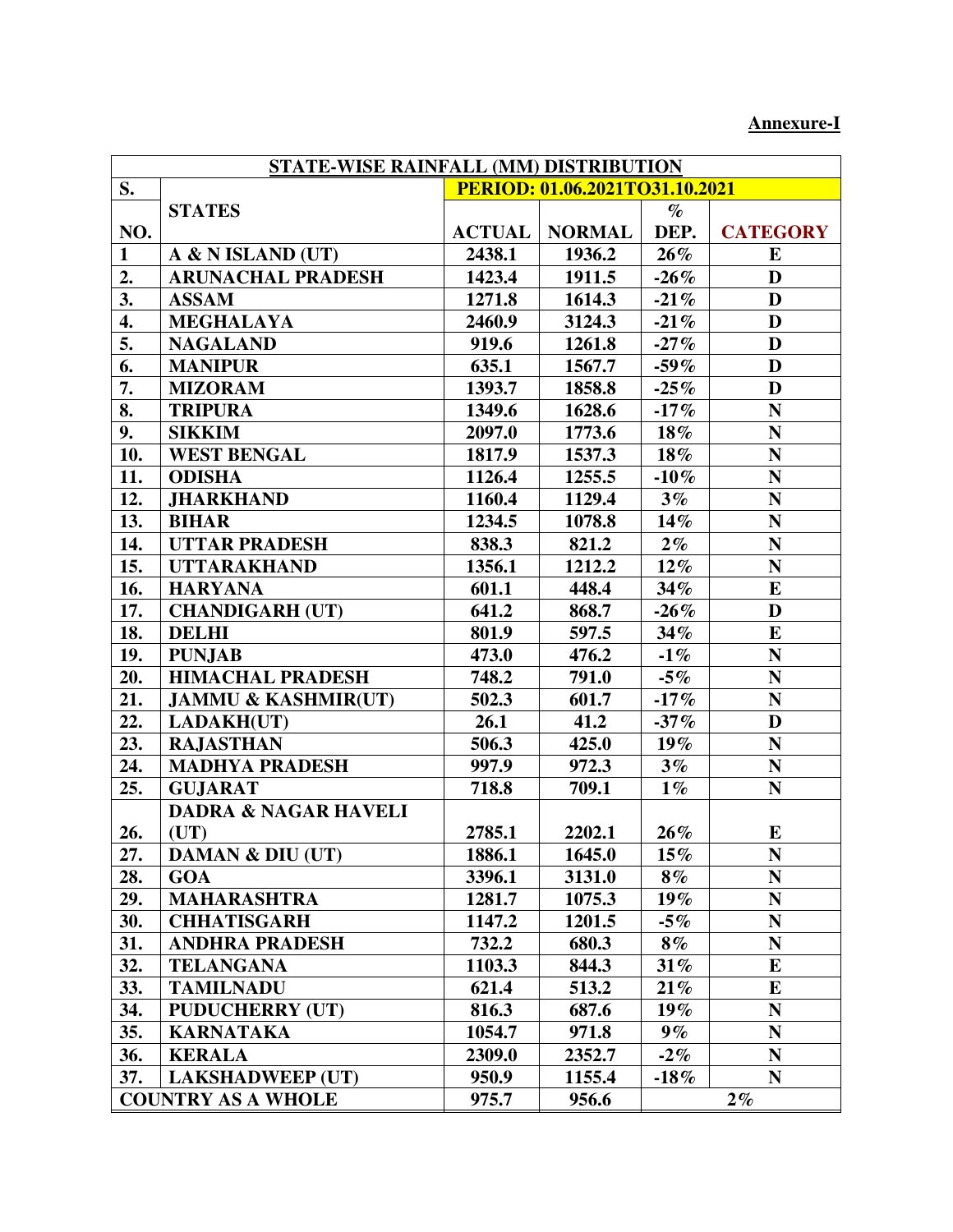**Annexure-I**

| STATE-WISE RAINFALL (MM) DISTRIBUTION | | | | | |
|---|---|---|---|---|---|
| S. | | PERIOD: 01.06.2021TO31.10.2021 | | | |
| NO. | STATES | ACTUAL | NORMAL | % DEP. | CATEGORY |
| 1 | A & N ISLAND (UT) | 2438.1 | 1936.2 | 26% | E |
| 2. | ARUNACHAL PRADESH | 1423.4 | 1911.5 | -26% | D |
| 3. | ASSAM | 1271.8 | 1614.3 | -21% | D |
| 4. | MEGHALAYA | 2460.9 | 3124.3 | -21% | D |
| 5. | NAGALAND | 919.6 | 1261.8 | -27% | D |
| 6. | MANIPUR | 635.1 | 1567.7 | -59% | D |
| 7. | MIZORAM | 1393.7 | 1858.8 | -25% | D |
| 8. | TRIPURA | 1349.6 | 1628.6 | -17% | N |
| 9. | SIKKIM | 2097.0 | 1773.6 | 18% | N |
| 10. | WEST BENGAL | 1817.9 | 1537.3 | 18% | N |
| 11. | ODISHA | 1126.4 | 1255.5 | -10% | N |
| 12. | JHARKHAND | 1160.4 | 1129.4 | 3% | N |
| 13. | BIHAR | 1234.5 | 1078.8 | 14% | N |
| 14. | UTTAR PRADESH | 838.3 | 821.2 | 2% | N |
| 15. | UTTARAKHAND | 1356.1 | 1212.2 | 12% | N |
| 16. | HARYANA | 601.1 | 448.4 | 34% | E |
| 17. | CHANDIGARH (UT) | 641.2 | 868.7 | -26% | D |
| 18. | DELHI | 801.9 | 597.5 | 34% | E |
| 19. | PUNJAB | 473.0 | 476.2 | -1% | N |
| 20. | HIMACHAL PRADESH | 748.2 | 791.0 | -5% | N |
| 21. | JAMMU & KASHMIR(UT) | 502.3 | 601.7 | -17% | N |
| 22. | LADAKH(UT) | 26.1 | 41.2 | -37% | D |
| 23. | RAJASTHAN | 506.3 | 425.0 | 19% | N |
| 24. | MADHYA PRADESH | 997.9 | 972.3 | 3% | N |
| 25. | GUJARAT | 718.8 | 709.1 | 1% | N |
| 26. | DADRA & NAGAR HAVELI (UT) | 2785.1 | 2202.1 | 26% | E |
| 27. | DAMAN & DIU (UT) | 1886.1 | 1645.0 | 15% | N |
| 28. | GOA | 3396.1 | 3131.0 | 8% | N |
| 29. | MAHARASHTRA | 1281.7 | 1075.3 | 19% | N |
| 30. | CHHATISGARH | 1147.2 | 1201.5 | -5% | N |
| 31. | ANDHRA PRADESH | 732.2 | 680.3 | 8% | N |
| 32. | TELANGANA | 1103.3 | 844.3 | 31% | E |
| 33. | TAMILNADU | 621.4 | 513.2 | 21% | E |
| 34. | PUDUCHERRY (UT) | 816.3 | 687.6 | 19% | N |
| 35. | KARNATAKA | 1054.7 | 971.8 | 9% | N |
| 36. | KERALA | 2309.0 | 2352.7 | -2% | N |
| 37. | LAKSHADWEEP (UT) | 950.9 | 1155.4 | -18% | N |
| COUNTRY AS A WHOLE | | 975.7 | 956.6 | 2% | |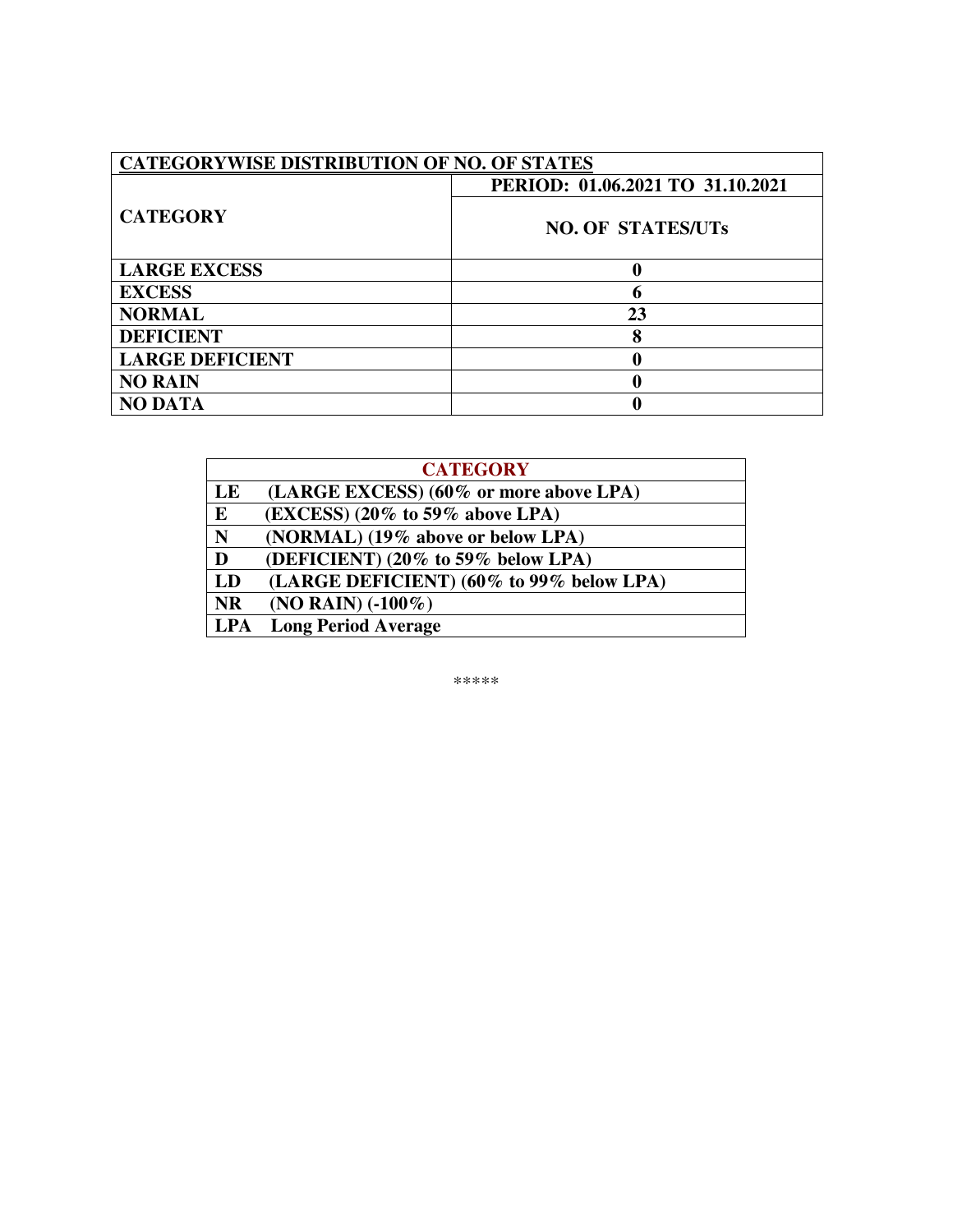| CATEGORYWISE DISTRIBUTION OF NO. OF STATES | |
|---|---|
| CATEGORY | PERIOD: 01.06.2021 TO 31.10.2021 |
| | NO. OF STATES/UTs |
| LARGE EXCESS | 0 |
| EXCESS | 6 |
| NORMAL | 23 |
| DEFICIENT | 8 |
| LARGE DEFICIENT | 0 |
| NO RAIN | 0 |
| NO DATA | 0 |

| CATEGORY | |
|---|---|
| LE | (LARGE EXCESS) (60% or more above LPA) |
| E | (EXCESS) (20% to 59% above LPA) |
| N | (NORMAL) (19% above or below LPA) |
| D | (DEFICIENT) (20% to 59% below LPA) |
| LD | (LARGE DEFICIENT) (60% to 99% below LPA) |
| NR | (NO RAIN) (-100%) |
| LPA | Long Period Average |

*****